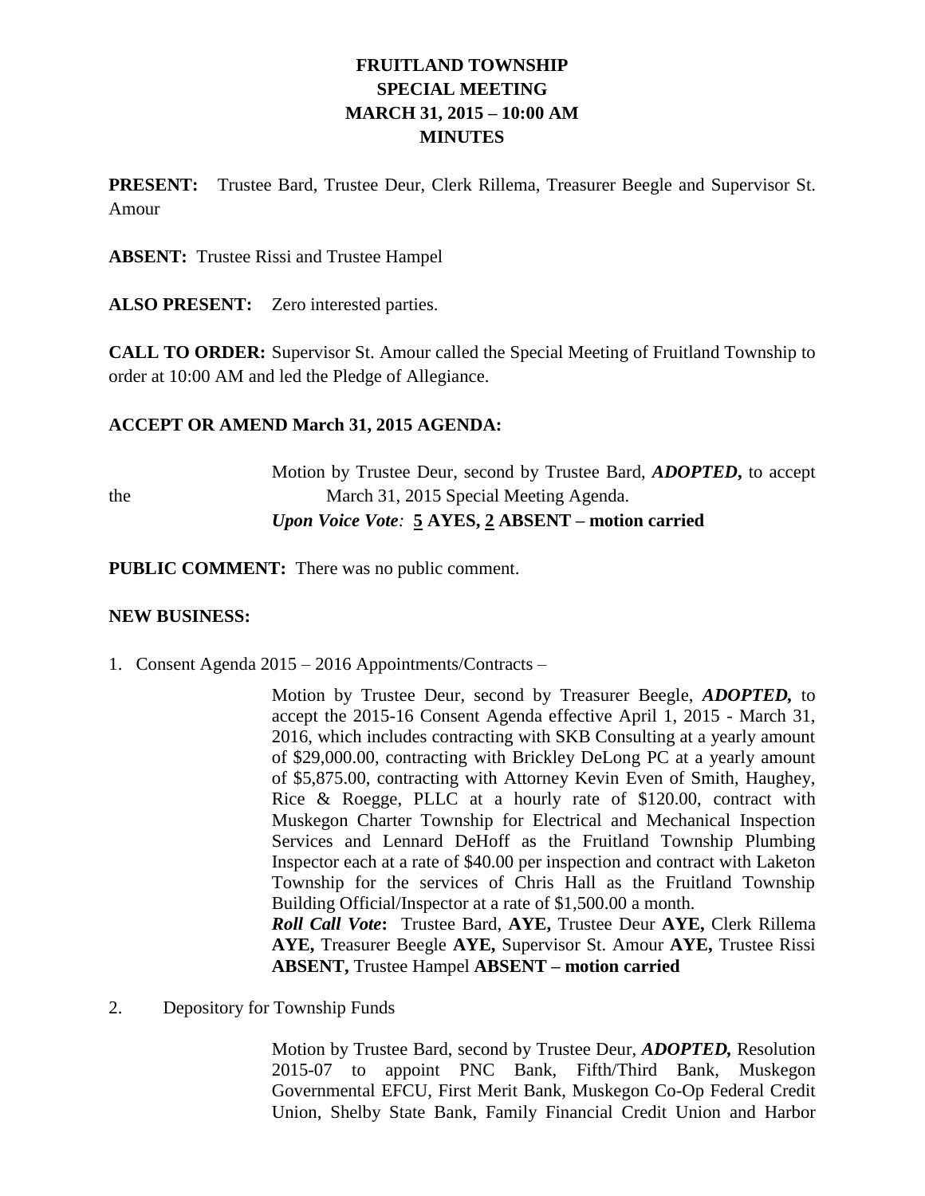# FRUITLAND TOWNSHIP
## SPECIAL MEETING
## MARCH 31, 2015 – 10:00 AM
## MINUTES

**PRESENT:** Trustee Bard, Trustee Deur, Clerk Rillema, Treasurer Beegle and Supervisor St. Amour

**ABSENT:** Trustee Rissi and Trustee Hampel

**ALSO PRESENT:** Zero interested parties.

**CALL TO ORDER:** Supervisor St. Amour called the Special Meeting of Fruitland Township to order at 10:00 AM and led the Pledge of Allegiance.

**ACCEPT OR AMEND March 31, 2015 AGENDA:**

Motion by Trustee Deur, second by Trustee Bard, ***ADOPTED,*** to accept the March 31, 2015 Special Meeting Agenda.
***Upon Voice Vote:*** **5 AYES, 2 ABSENT – motion carried**

**PUBLIC COMMENT:** There was no public comment.

**NEW BUSINESS:**

1. Consent Agenda 2015 – 2016 Appointments/Contracts –

   Motion by Trustee Deur, second by Treasurer Beegle, ***ADOPTED,*** to accept the 2015-16 Consent Agenda effective April 1, 2015 - March 31, 2016, which includes contracting with SKB Consulting at a yearly amount of $29,000.00, contracting with Brickley DeLong PC at a yearly amount of $5,875.00, contracting with Attorney Kevin Even of Smith, Haughey, Rice & Roegge, PLLC at a hourly rate of $120.00, contract with Muskegon Charter Township for Electrical and Mechanical Inspection Services and Lennard DeHoff as the Fruitland Township Plumbing Inspector each at a rate of $40.00 per inspection and contract with Laketon Township for the services of Chris Hall as the Fruitland Township Building Official/Inspector at a rate of $1,500.00 a month.
   ***Roll Call Vote*:** Trustee Bard, **AYE,** Trustee Deur **AYE,** Clerk Rillema **AYE,** Treasurer Beegle **AYE,** Supervisor St. Amour **AYE,** Trustee Rissi **ABSENT,** Trustee Hampel **ABSENT – motion carried**

2. Depository for Township Funds

   Motion by Trustee Bard, second by Trustee Deur, ***ADOPTED,*** Resolution 2015-07 to appoint PNC Bank, Fifth/Third Bank, Muskegon Governmental EFCU, First Merit Bank, Muskegon Co-Op Federal Credit Union, Shelby State Bank, Family Financial Credit Union and Harbor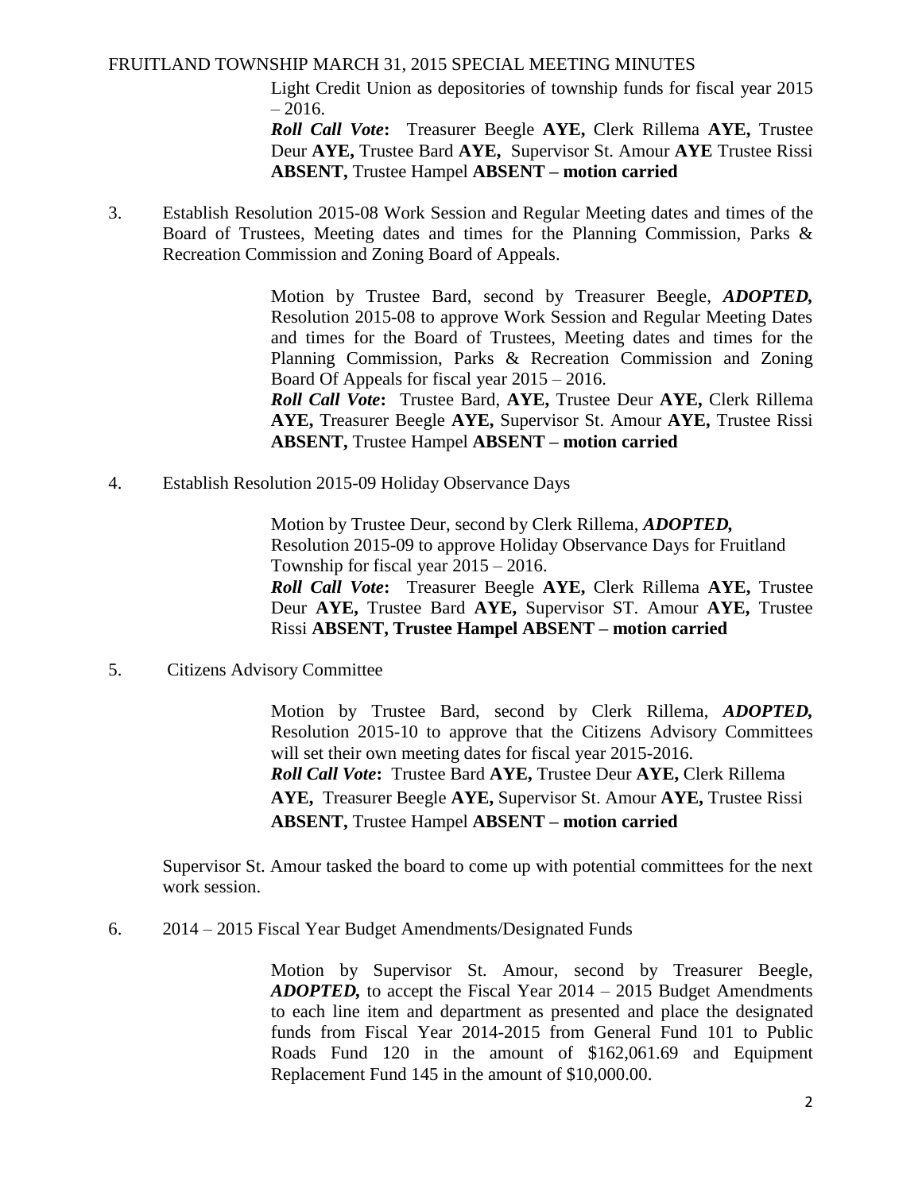Light Credit Union as depositories of township funds for fiscal year 2015 – 2016.

***Roll Call Vote*:** Treasurer Beegle **AYE,** Clerk Rillema **AYE,** Trustee Deur **AYE,** Trustee Bard **AYE,** Supervisor St. Amour **AYE** Trustee Rissi **ABSENT,** Trustee Hampel **ABSENT – motion carried**

3. Establish Resolution 2015-08 Work Session and Regular Meeting dates and times of the Board of Trustees, Meeting dates and times for the Planning Commission, Parks & Recreation Commission and Zoning Board of Appeals.

   Motion by Trustee Bard, second by Treasurer Beegle, ***ADOPTED,*** Resolution 2015-08 to approve Work Session and Regular Meeting Dates and times for the Board of Trustees, Meeting dates and times for the Planning Commission, Parks & Recreation Commission and Zoning Board Of Appeals for fiscal year 2015 – 2016.

   ***Roll Call Vote*:** Trustee Bard, **AYE,** Trustee Deur **AYE,** Clerk Rillema **AYE,** Treasurer Beegle **AYE,** Supervisor St. Amour **AYE,** Trustee Rissi **ABSENT,** Trustee Hampel **ABSENT – motion carried**

4. Establish Resolution 2015-09 Holiday Observance Days

   Motion by Trustee Deur, second by Clerk Rillema, ***ADOPTED,*** Resolution 2015-09 to approve Holiday Observance Days for Fruitland Township for fiscal year 2015 – 2016.

   ***Roll Call Vote*:** Treasurer Beegle **AYE,** Clerk Rillema **AYE,** Trustee Deur **AYE,** Trustee Bard **AYE,** Supervisor ST. Amour **AYE,** Trustee Rissi **ABSENT, Trustee Hampel ABSENT – motion carried**

5. Citizens Advisory Committee

   Motion by Trustee Bard, second by Clerk Rillema, ***ADOPTED,*** Resolution 2015-10 to approve that the Citizens Advisory Committees will set their own meeting dates for fiscal year 2015-2016.

   ***Roll Call Vote*:** Trustee Bard **AYE,** Trustee Deur **AYE,** Clerk Rillema **AYE,** Treasurer Beegle **AYE,** Supervisor St. Amour **AYE,** Trustee Rissi **ABSENT,** Trustee Hampel **ABSENT – motion carried**

   Supervisor St. Amour tasked the board to come up with potential committees for the next work session.

6. 2014 – 2015 Fiscal Year Budget Amendments/Designated Funds

   Motion by Supervisor St. Amour, second by Treasurer Beegle, ***ADOPTED,*** to accept the Fiscal Year 2014 – 2015 Budget Amendments to each line item and department as presented and place the designated funds from Fiscal Year 2014-2015 from General Fund 101 to Public Roads Fund 120 in the amount of $162,061.69 and Equipment Replacement Fund 145 in the amount of $10,000.00.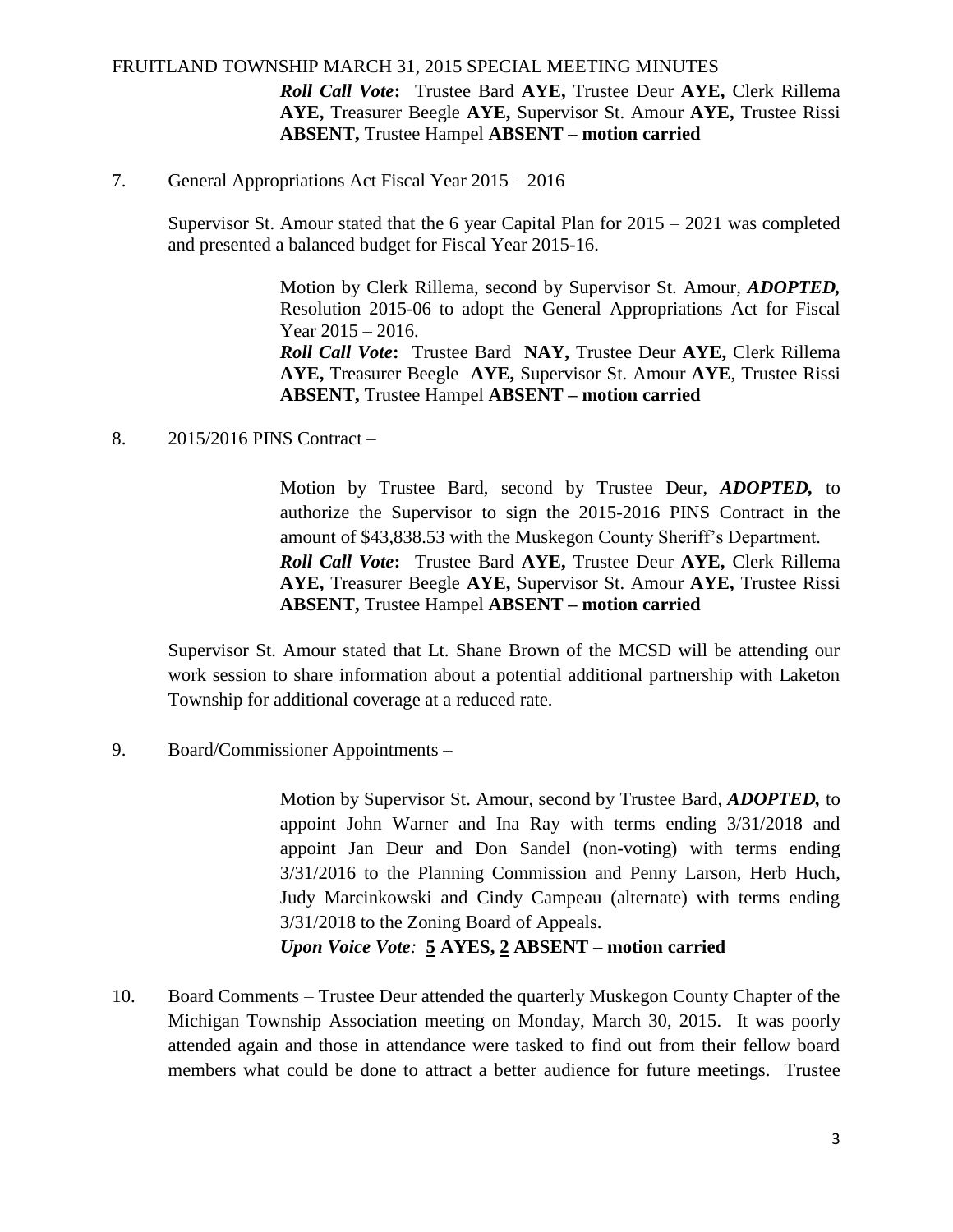*Roll Call Vote***:** Trustee Bard **AYE,** Trustee Deur **AYE,** Clerk Rillema **AYE,** Treasurer Beegle **AYE,** Supervisor St. Amour **AYE,** Trustee Rissi **ABSENT,** Trustee Hampel **ABSENT – motion carried**

7. General Appropriations Act Fiscal Year 2015 – 2016

Supervisor St. Amour stated that the 6 year Capital Plan for 2015 – 2021 was completed and presented a balanced budget for Fiscal Year 2015-16.

Motion by Clerk Rillema, second by Supervisor St. Amour, ***ADOPTED,*** Resolution 2015-06 to adopt the General Appropriations Act for Fiscal Year 2015 – 2016.
*Roll Call Vote***:** Trustee Bard **NAY,** Trustee Deur **AYE,** Clerk Rillema **AYE,** Treasurer Beegle **AYE,** Supervisor St. Amour **AYE**, Trustee Rissi **ABSENT,** Trustee Hampel **ABSENT – motion carried**

8. 2015/2016 PINS Contract –

Motion by Trustee Bard, second by Trustee Deur, ***ADOPTED,*** to authorize the Supervisor to sign the 2015-2016 PINS Contract in the amount of $43,838.53 with the Muskegon County Sheriff's Department.
*Roll Call Vote***:** Trustee Bard **AYE,** Trustee Deur **AYE,** Clerk Rillema **AYE,** Treasurer Beegle **AYE,** Supervisor St. Amour **AYE,** Trustee Rissi **ABSENT,** Trustee Hampel **ABSENT – motion carried**

Supervisor St. Amour stated that Lt. Shane Brown of the MCSD will be attending our work session to share information about a potential additional partnership with Laketon Township for additional coverage at a reduced rate.

9. Board/Commissioner Appointments –

Motion by Supervisor St. Amour, second by Trustee Bard, ***ADOPTED,*** to appoint John Warner and Ina Ray with terms ending 3/31/2018 and appoint Jan Deur and Don Sandel (non-voting) with terms ending 3/31/2016 to the Planning Commission and Penny Larson, Herb Huch, Judy Marcinkowski and Cindy Campeau (alternate) with terms ending 3/31/2018 to the Zoning Board of Appeals.
***Upon Voice Vote:* 5 AYES, 2 ABSENT – motion carried**

10. Board Comments – Trustee Deur attended the quarterly Muskegon County Chapter of the Michigan Township Association meeting on Monday, March 30, 2015. It was poorly attended again and those in attendance were tasked to find out from their fellow board members what could be done to attract a better audience for future meetings. Trustee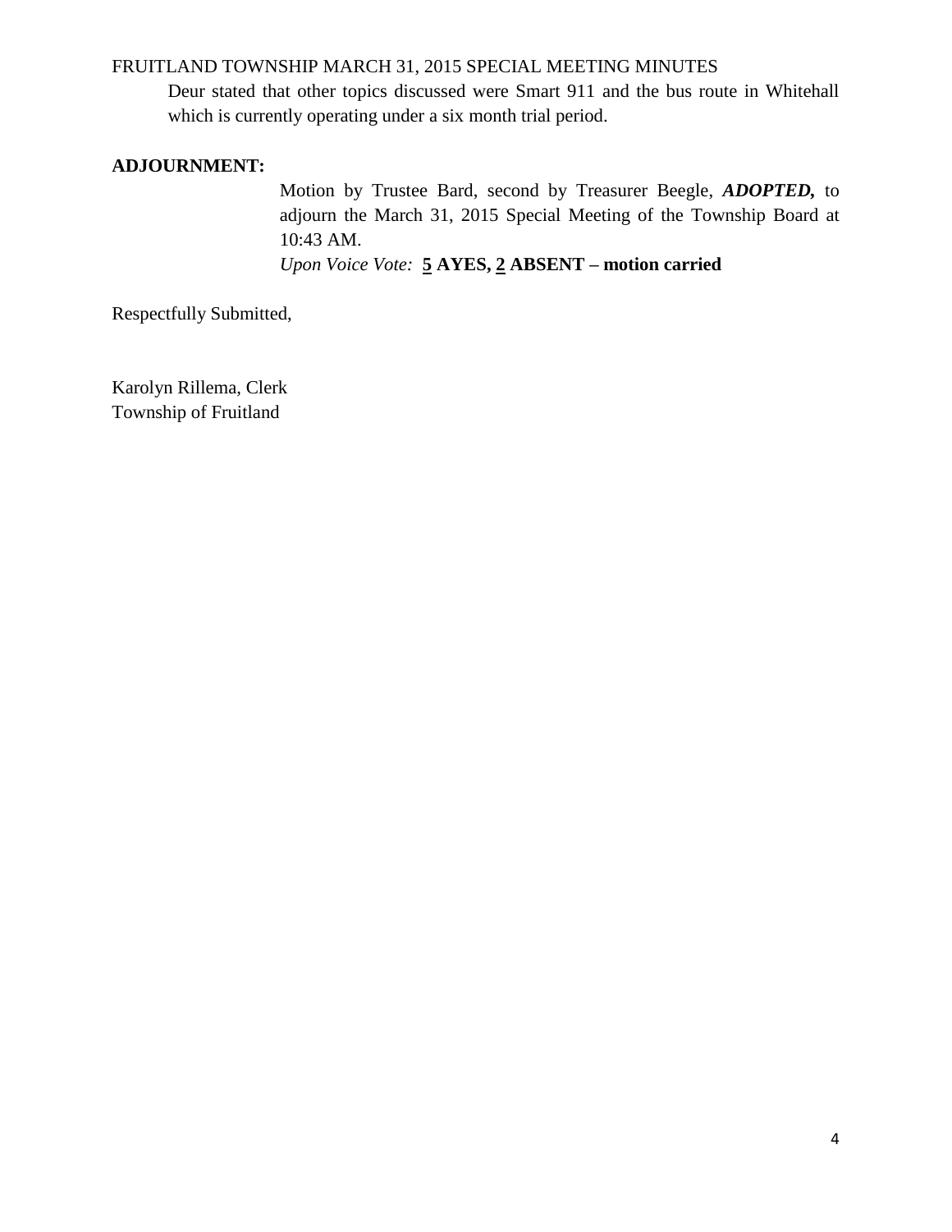Deur stated that other topics discussed were Smart 911 and the bus route in Whitehall which is currently operating under a six month trial period.

**ADJOURNMENT:**

Motion by Trustee Bard, second by Treasurer Beegle, ***ADOPTED,*** to adjourn the March 31, 2015 Special Meeting of the Township Board at 10:43 AM.

*Upon Voice Vote:* **5 AYES, 2 ABSENT – motion carried**

Respectfully Submitted,

Karolyn Rillema, Clerk
Township of Fruitland